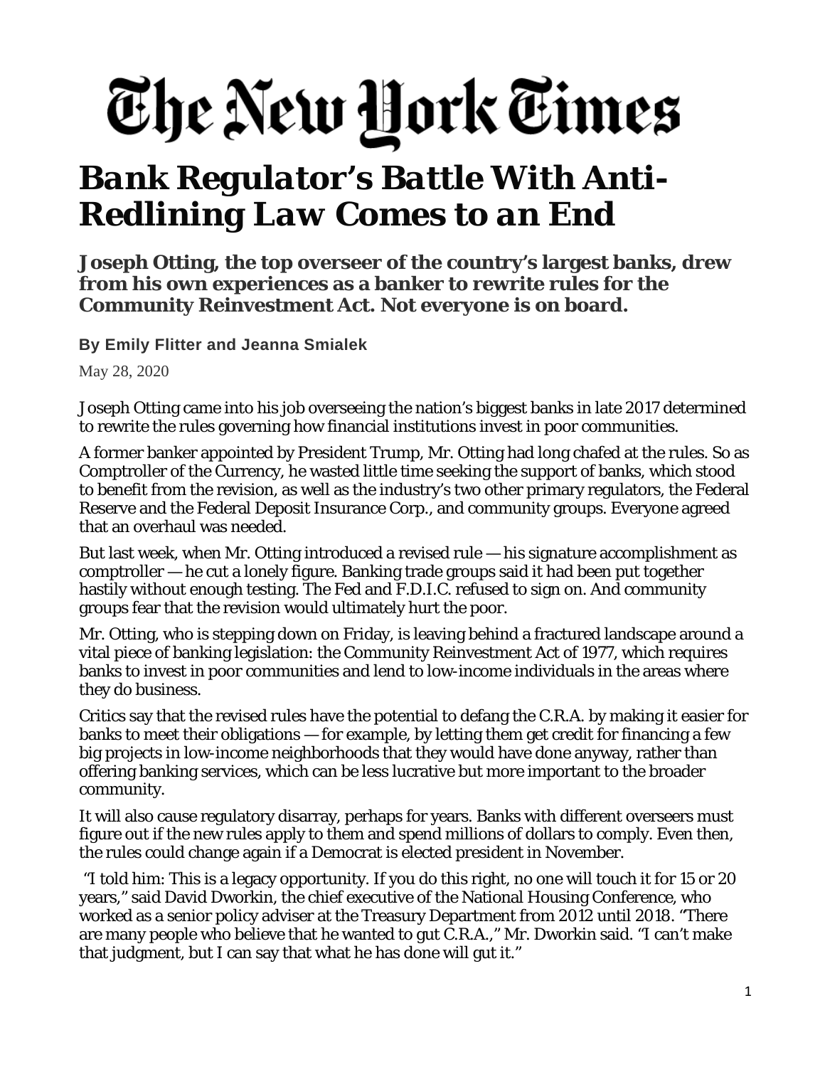# The New York Times

# *Bank Regulator's Battle With Anti-Redlining Law Comes to an End*

**Joseph Otting, the top overseer of the country's largest banks, drew from his own experiences as a banker to rewrite rules for the Community Reinvestment Act. Not everyone is on board.**

**By Emily Flitter and Jeanna Smialek**

May 28, 2020

Joseph Otting came into his job overseeing the nation's biggest banks in late 2017 determined to rewrite the rules governing how financial institutions invest in poor communities.

A former banker appointed by President Trump, Mr. Otting had long chafed at the rules. So as Comptroller of the Currency, he wasted little time seeking the support of banks, which stood to benefit from the revision, as well as the industry's two other primary regulators, the Federal Reserve and the Federal Deposit Insurance Corp., and community groups. Everyone agreed that an overhaul was needed.

But last week, when Mr. Otting introduced a revised rule — his signature accomplishment as comptroller — he cut a lonely figure. Banking trade groups said it had been put together hastily without enough testing. The Fed and F.D.I.C. refused to sign on. And community groups fear that the revision would ultimately hurt the poor.

Mr. Otting, who is stepping down on Friday, is leaving behind a fractured landscape around a vital piece of banking legislation: the Community Reinvestment Act of 1977, which requires banks to invest in poor communities and lend to low-income individuals in the areas where they do business.

Critics say that the revised rules have the potential to defang the C.R.A. by making it easier for banks to meet their obligations — for example, by letting them get credit for financing a few big projects in low-income neighborhoods that they would have done anyway, rather than offering banking services, which can be less lucrative but more important to the broader community.

It will also cause regulatory disarray, perhaps for years. Banks with different overseers must figure out if the new rules apply to them and spend millions of dollars to comply. Even then, the rules could change again if a Democrat is elected president in November.

"I told him: This is a legacy opportunity. If you do this right, no one will touch it for 15 or 20 years," said David Dworkin, the chief executive of the National Housing Conference, who worked as a senior policy adviser at the Treasury Department from 2012 until 2018. "There are many people who believe that he wanted to gut C.R.A.," Mr. Dworkin said. "I can't make that judgment, but I can say that what he has done will gut it."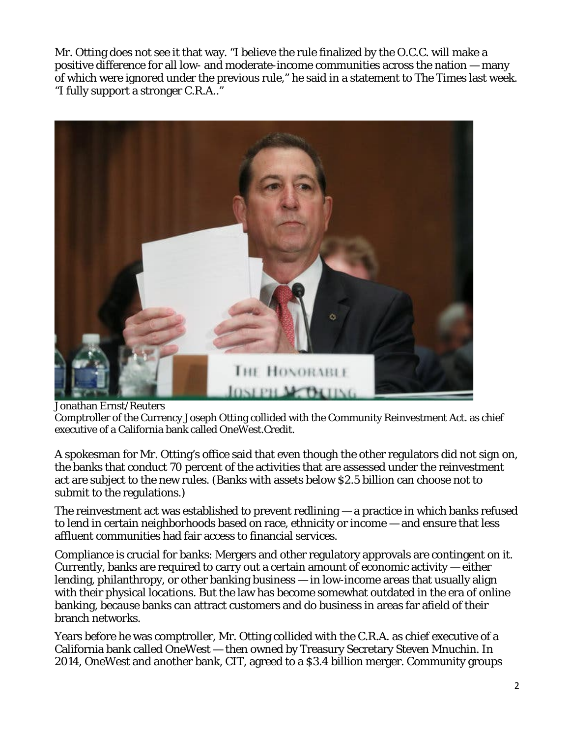Mr. Otting does not see it that way. "I believe the rule finalized by the O.C.C. will make a positive difference for all low- and moderate-income communities across the nation — many of which were ignored under the previous rule," he said in a statement to The Times last week. "I fully support a stronger C.R.A.."

Jonathan Ernst/Reuters
Comptroller of the Currency Joseph Otting collided with the Community Reinvestment Act. as chief executive of a California bank called OneWest.Credit.

A spokesman for Mr. Otting's office said that even though the other regulators did not sign on, the banks that conduct 70 percent of the activities that are assessed under the reinvestment act are subject to the new rules. (Banks with assets below $2.5 billion can choose not to submit to the regulations.)

The reinvestment act was established to prevent redlining — a practice in which banks refused to lend in certain neighborhoods based on race, ethnicity or income — and ensure that less affluent communities had fair access to financial services.

Compliance is crucial for banks: Mergers and other regulatory approvals are contingent on it. Currently, banks are required to carry out a certain amount of economic activity — either lending, philanthropy, or other banking business — in low-income areas that usually align with their physical locations. But the law has become somewhat outdated in the era of online banking, because banks can attract customers and do business in areas far afield of their branch networks.

Years before he was comptroller, Mr. Otting collided with the C.R.A. as chief executive of a California bank called OneWest — then owned by Treasury Secretary Steven Mnuchin. In 2014, OneWest and another bank, CIT, agreed to a $3.4 billion merger. Community groups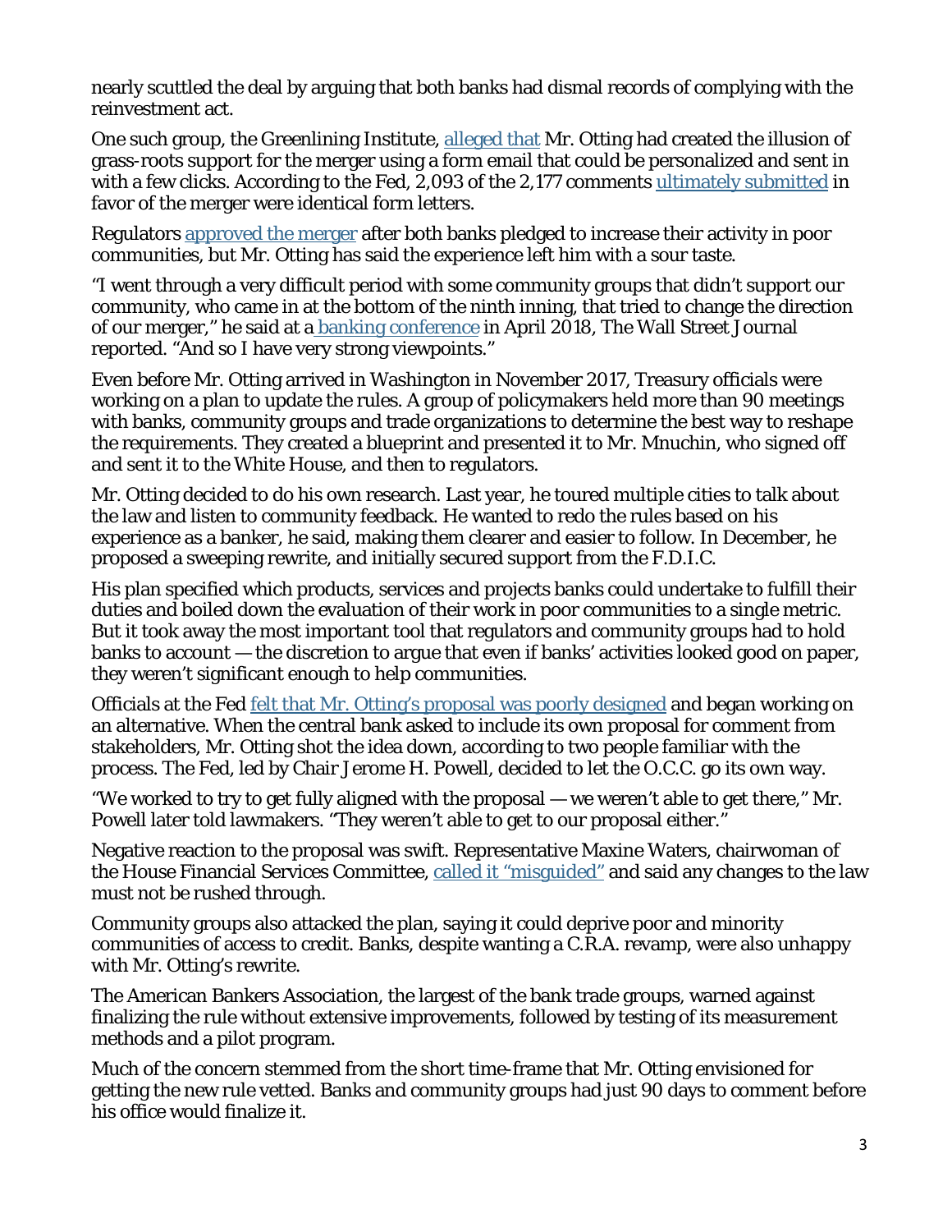nearly scuttled the deal by arguing that both banks had dismal records of complying with the reinvestment act.

One such group, the Greenlining Institute, alleged that Mr. Otting had created the illusion of grass-roots support for the merger using a form email that could be personalized and sent in with a few clicks. According to the Fed, 2,093 of the 2,177 comments ultimately submitted in favor of the merger were identical form letters.

Regulators approved the merger after both banks pledged to increase their activity in poor communities, but Mr. Otting has said the experience left him with a sour taste.

"I went through a very difficult period with some community groups that didn't support our community, who came in at the bottom of the ninth inning, that tried to change the direction of our merger," he said at a banking conference in April 2018, The Wall Street Journal reported. "And so I have very strong viewpoints."

Even before Mr. Otting arrived in Washington in November 2017, Treasury officials were working on a plan to update the rules. A group of policymakers held more than 90 meetings with banks, community groups and trade organizations to determine the best way to reshape the requirements. They created a blueprint and presented it to Mr. Mnuchin, who signed off and sent it to the White House, and then to regulators.

Mr. Otting decided to do his own research. Last year, he toured multiple cities to talk about the law and listen to community feedback. He wanted to redo the rules based on his experience as a banker, he said, making them clearer and easier to follow. In December, he proposed a sweeping rewrite, and initially secured support from the F.D.I.C.

His plan specified which products, services and projects banks could undertake to fulfill their duties and boiled down the evaluation of their work in poor communities to a single metric. But it took away the most important tool that regulators and community groups had to hold banks to account — the discretion to argue that even if banks' activities looked good on paper, they weren't significant enough to help communities.

Officials at the Fed felt that Mr. Otting's proposal was poorly designed and began working on an alternative. When the central bank asked to include its own proposal for comment from stakeholders, Mr. Otting shot the idea down, according to two people familiar with the process. The Fed, led by Chair Jerome H. Powell, decided to let the O.C.C. go its own way.

"We worked to try to get fully aligned with the proposal — we weren't able to get there," Mr. Powell later told lawmakers. "They weren't able to get to our proposal either."

Negative reaction to the proposal was swift. Representative Maxine Waters, chairwoman of the House Financial Services Committee, called it "misguided" and said any changes to the law must not be rushed through.

Community groups also attacked the plan, saying it could deprive poor and minority communities of access to credit. Banks, despite wanting a C.R.A. revamp, were also unhappy with Mr. Otting's rewrite.

The American Bankers Association, the largest of the bank trade groups, warned against finalizing the rule without extensive improvements, followed by testing of its measurement methods and a pilot program.

Much of the concern stemmed from the short time-frame that Mr. Otting envisioned for getting the new rule vetted. Banks and community groups had just 90 days to comment before his office would finalize it.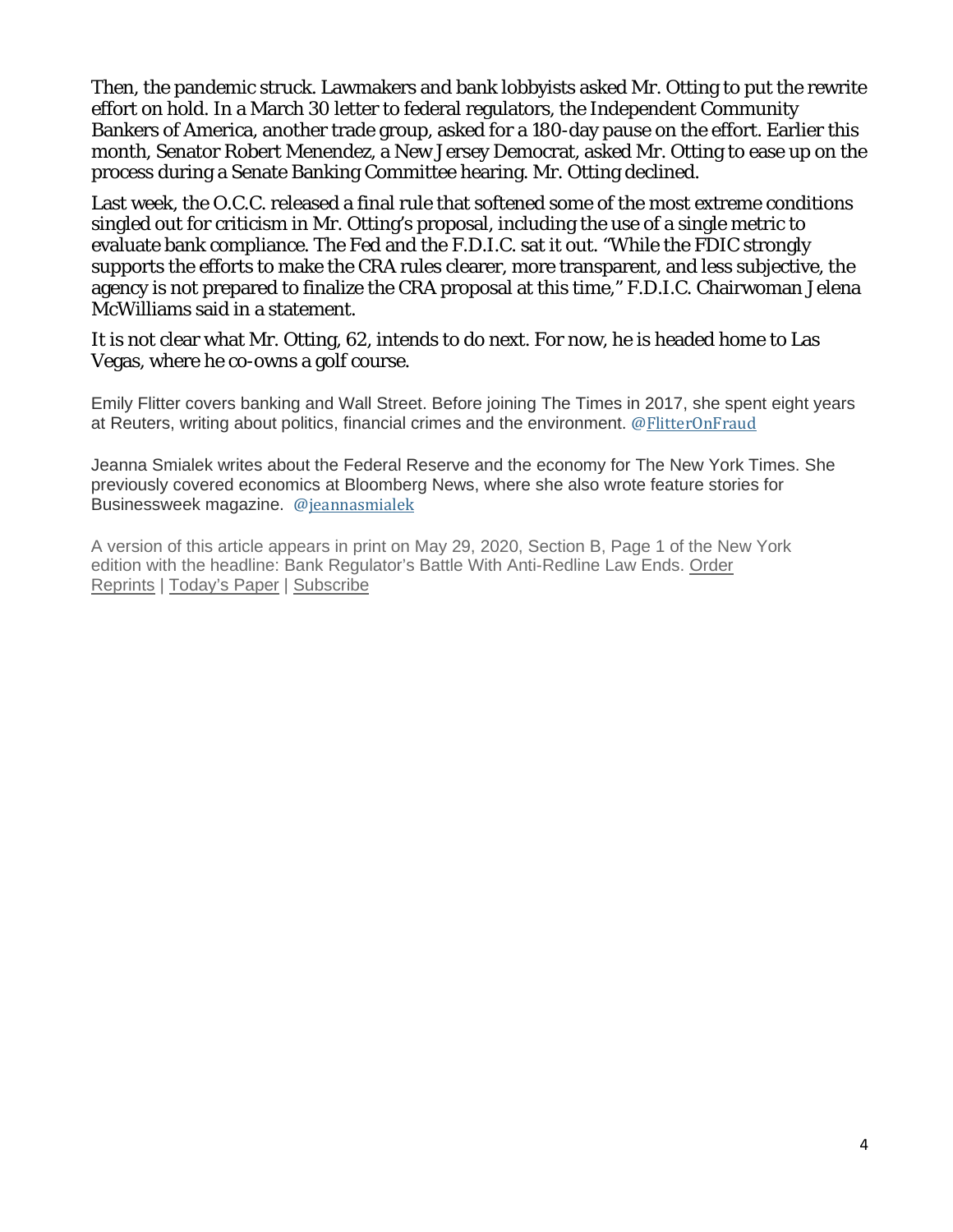Then, the pandemic struck. Lawmakers and bank lobbyists asked Mr. Otting to put the rewrite effort on hold. In a March 30 letter to federal regulators, the Independent Community Bankers of America, another trade group, asked for a 180-day pause on the effort. Earlier this month, Senator Robert Menendez, a New Jersey Democrat, asked Mr. Otting to ease up on the process during a Senate Banking Committee hearing. Mr. Otting declined.

Last week, the O.C.C. released a final rule that softened some of the most extreme conditions singled out for criticism in Mr. Otting's proposal, including the use of a single metric to evaluate bank compliance. The Fed and the F.D.I.C. sat it out. "While the FDIC strongly supports the efforts to make the CRA rules clearer, more transparent, and less subjective, the agency is not prepared to finalize the CRA proposal at this time," F.D.I.C. Chairwoman Jelena McWilliams said in a statement.

It is not clear what Mr. Otting, 62, intends to do next. For now, he is headed home to Las Vegas, where he co-owns a golf course.

Emily Flitter covers banking and Wall Street. Before joining The Times in 2017, she spent eight years at Reuters, writing about politics, financial crimes and the environment. @FlitterOnFraud

Jeanna Smialek writes about the Federal Reserve and the economy for The New York Times. She previously covered economics at Bloomberg News, where she also wrote feature stories for Businessweek magazine. @jeannasmialek

A version of this article appears in print on May 29, 2020, Section B, Page 1 of the New York edition with the headline: Bank Regulator's Battle With Anti-Redline Law Ends. Order Reprints | Today's Paper | Subscribe